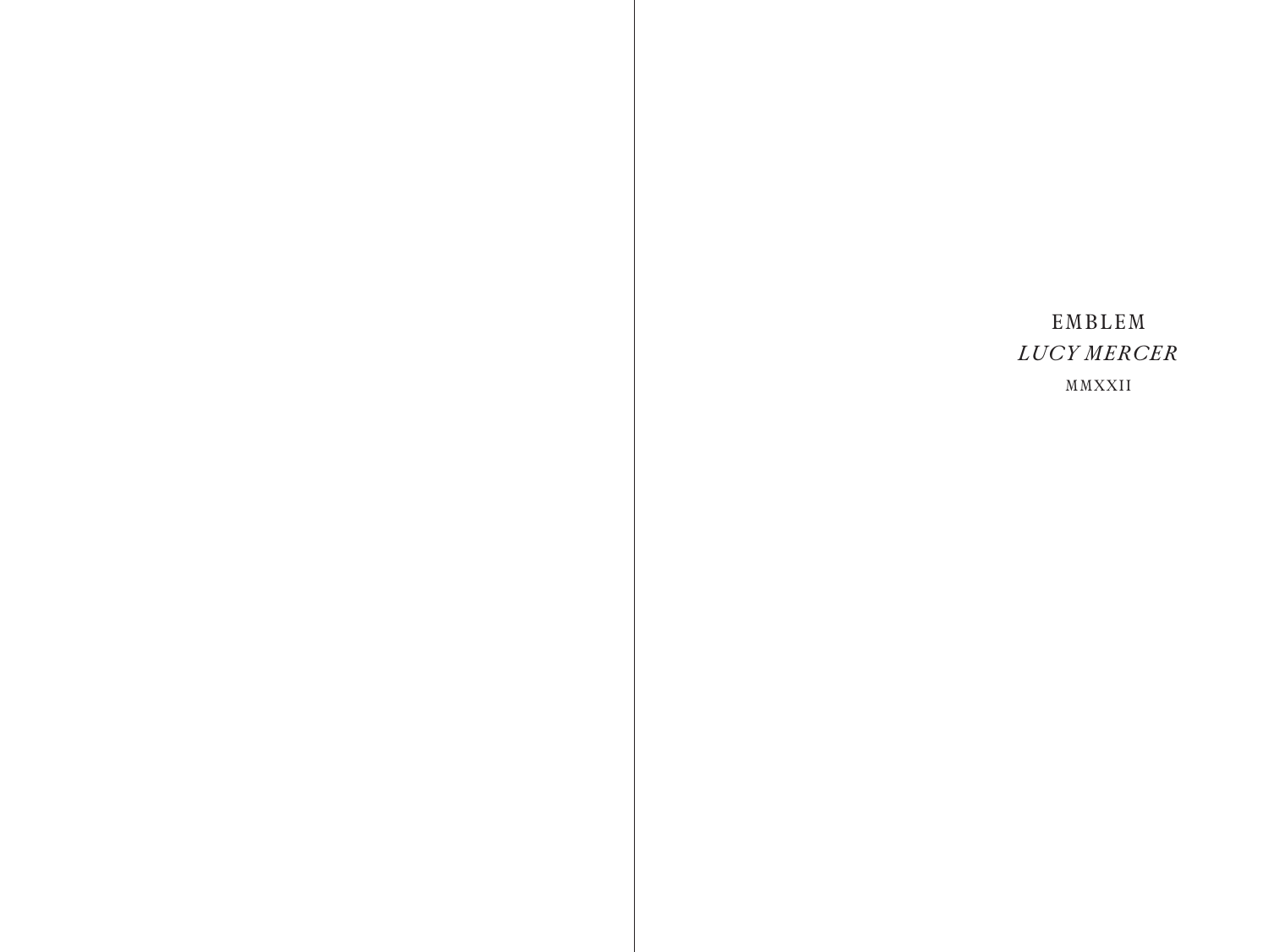EMBLEM

*LUCY MERCER*

MMXXII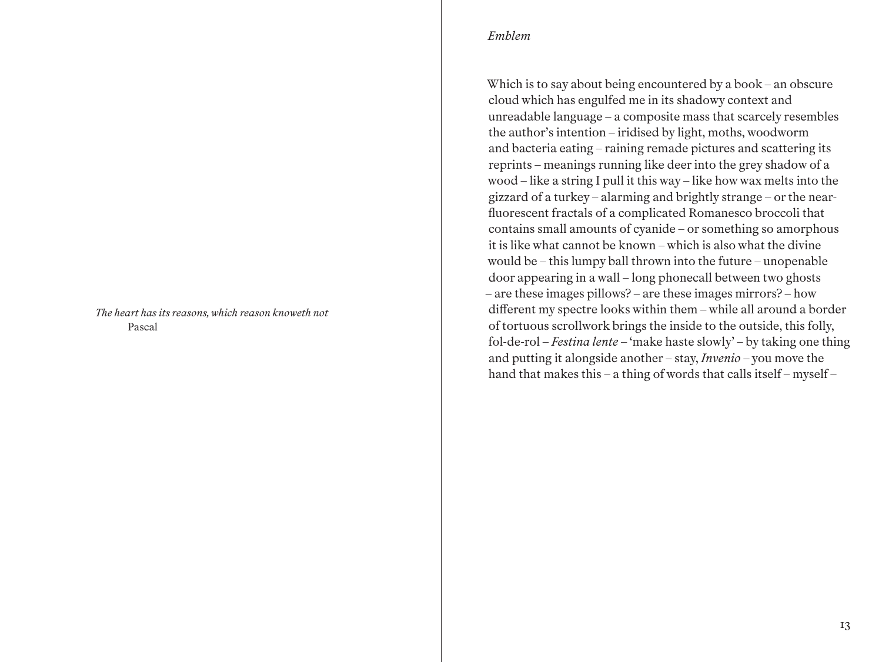*The heart has its reasons, which reason knoweth not*
Pascal

## *Emblem*

Which is to say about being encountered by a book – an obscure cloud which has engulfed me in its shadowy context and unreadable language – a composite mass that scarcely resembles the author's intention – iridised by light, moths, woodworm and bacteria eating – raining remade pictures and scattering its reprints – meanings running like deer into the grey shadow of a wood – like a string I pull it this way – like how wax melts into the gizzard of a turkey – alarming and brightly strange – or the near-fluorescent fractals of a complicated Romanesco broccoli that contains small amounts of cyanide – or something so amorphous it is like what cannot be known – which is also what the divine would be – this lumpy ball thrown into the future – unopenable door appearing in a wall – long phonecall between two ghosts – are these images pillows? – are these images mirrors? – how different my spectre looks within them – while all around a border of tortuous scrollwork brings the inside to the outside, this folly, fol-de-rol – *Festina lente* – 'make haste slowly' – by taking one thing and putting it alongside another – stay, *Invenio* – you move the hand that makes this – a thing of words that calls itself – myself –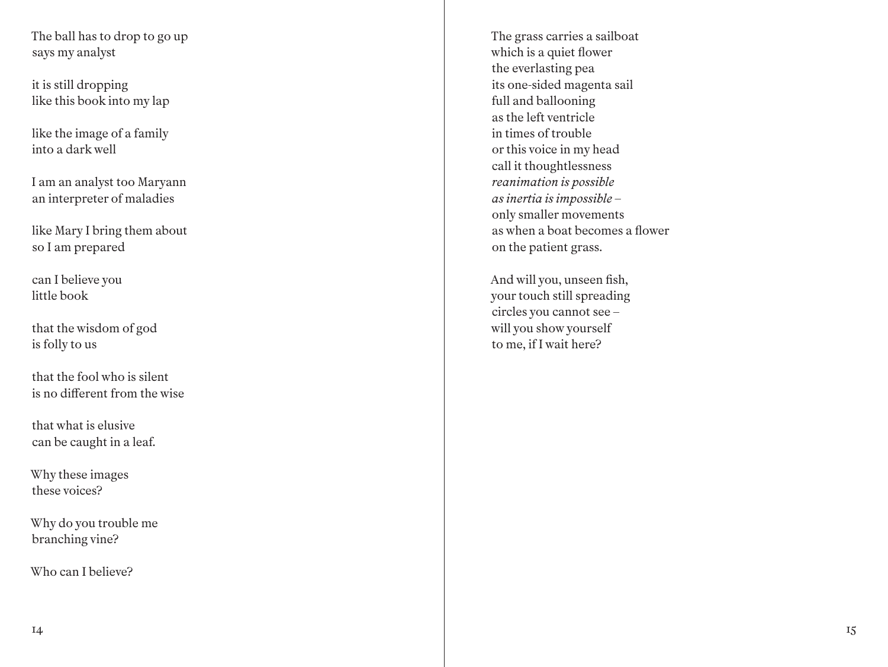The ball has to drop to go up
says my analyst

it is still dropping
like this book into my lap

like the image of a family
into a dark well

I am an analyst too Maryann
an interpreter of maladies

like Mary I bring them about
so I am prepared

can I believe you
little book

that the wisdom of god
is folly to us

that the fool who is silent
is no different from the wise

that what is elusive
can be caught in a leaf.

Why these images
these voices?

Why do you trouble me
branching vine?

Who can I believe?

The grass carries a sailboat
which is a quiet flower
the everlasting pea
its one-sided magenta sail
full and ballooning
as the left ventricle
in times of trouble
or this voice in my head
call it thoughtlessness
*reanimation is possible*
*as inertia is impossible* –
only smaller movements
as when a boat becomes a flower
on the patient grass.

And will you, unseen fish,
your touch still spreading
circles you cannot see –
will you show yourself
to me, if I wait here?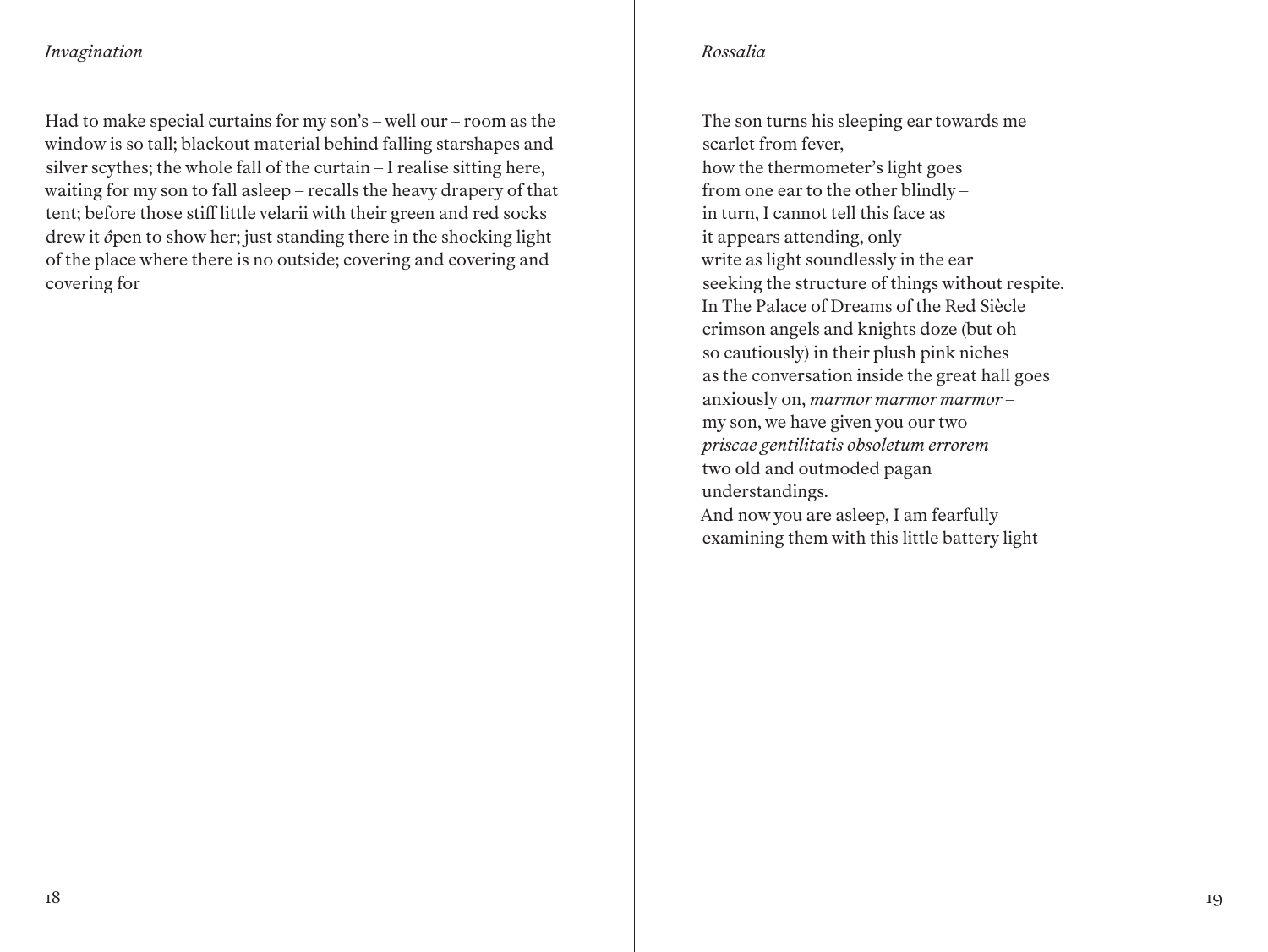*Invagination*

Had to make special curtains for my son's – well our – room as the window is so tall; blackout material behind falling starshapes and silver scythes; the whole fall of the curtain – I realise sitting here, waiting for my son to fall asleep – recalls the heavy drapery of that tent; before those stiff little velarii with their green and red socks drew it ópen to show her; just standing there in the shocking light of the place where there is no outside; covering and covering and covering for

*Rossalia*

The son turns his sleeping ear towards me  
scarlet from fever,  
how the thermometer's light goes  
from one ear to the other blindly –  
in turn, I cannot tell this face as  
it appears attending, only  
write as light soundlessly in the ear  
seeking the structure of things without respite.  
In The Palace of Dreams of the Red Siècle  
crimson angels and knights doze (but oh  
so cautiously) in their plush pink niches  
as the conversation inside the great hall goes  
anxiously on, *marmor marmor marmor* –  
my son, we have given you our two  
*priscae gentilitatis obsoletum errorem* –  
two old and outmoded pagan  
understandings.  
And now you are asleep, I am fearfully  
examining them with this little battery light –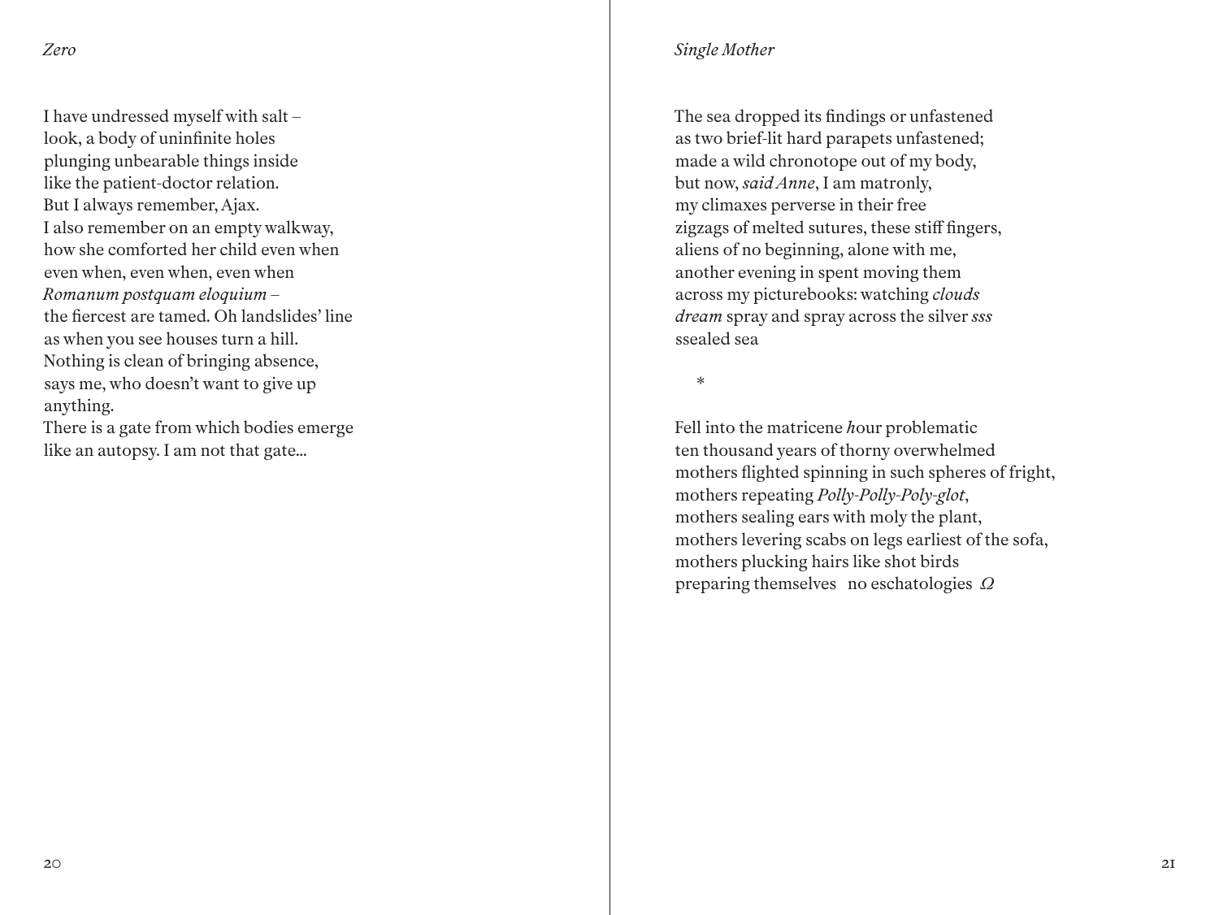## *Zero*

I have undressed myself with salt –  
look, a body of uninfinite holes  
plunging unbearable things inside  
like the patient-doctor relation.  
But I always remember, Ajax.  
I also remember on an empty walkway,  
how she comforted her child even when  
even when, even when, even when  
*Romanum postquam eloquium* –  
the fiercest are tamed. Oh landslides' line  
as when you see houses turn a hill.  
Nothing is clean of bringing absence,  
says me, who doesn't want to give up  
anything.  
There is a gate from which bodies emerge  
like an autopsy. I am not that gate...

## *Single Mother*

The sea dropped its findings or unfastened  
as two brief-lit hard parapets unfastened;  
made a wild chronotope out of my body,  
but now, *said Anne*, I am matronly,  
my climaxes perverse in their free  
zigzags of melted sutures, these stiff fingers,  
aliens of no beginning, alone with me,  
another evening in spent moving them  
across my picturebooks: watching *clouds*  
*dream* spray and spray across the silver *sss*  
ssealed sea

\*

Fell into the matricene *h*our problematic  
ten thousand years of thorny overwhelmed  
mothers flighted spinning in such spheres of fright,  
mothers repeating *Polly-Polly-Poly-glot*,  
mothers sealing ears with moly the plant,  
mothers levering scabs on legs earliest of the sofa,  
mothers plucking hairs like shot birds  
preparing themselves   no eschatologies  *Ω*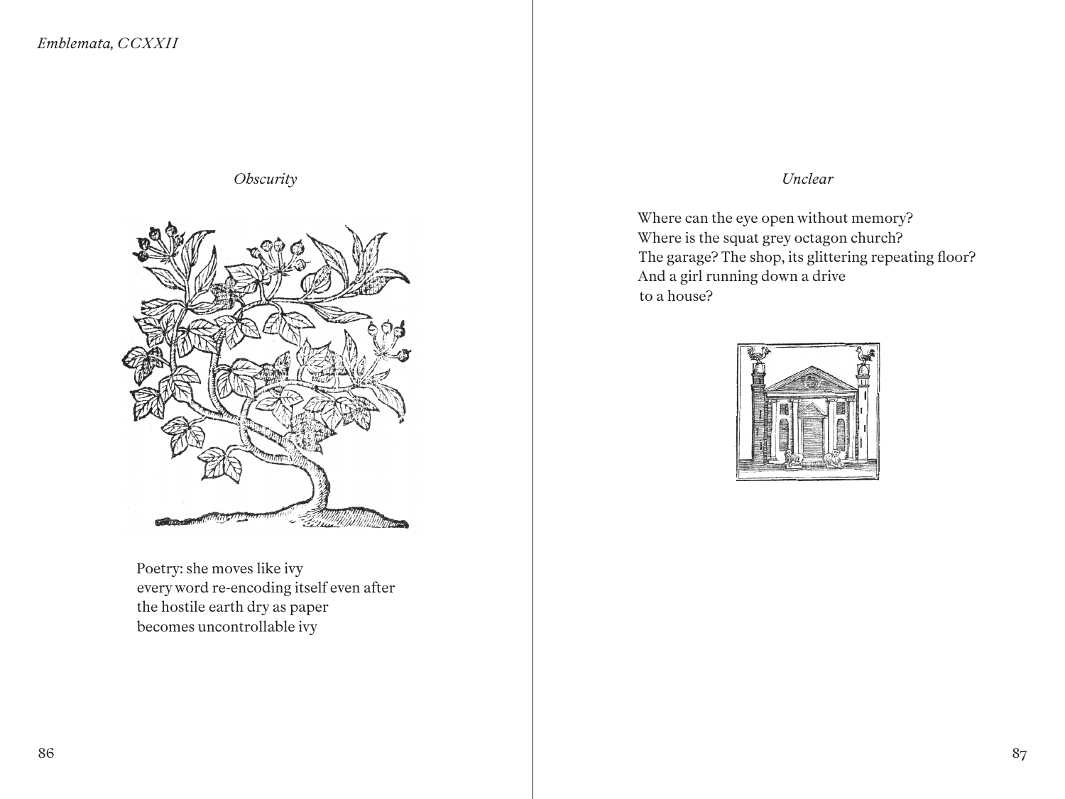*Emblemata, CCXXII*

*Obscurity*

Poetry: she moves like ivy
every word re-encoding itself even after
the hostile earth dry as paper
becomes uncontrollable ivy

*Unclear*

Where can the eye open without memory?
Where is the squat grey octagon church?
The garage? The shop, its glittering repeating floor?
And a girl running down a drive
to a house?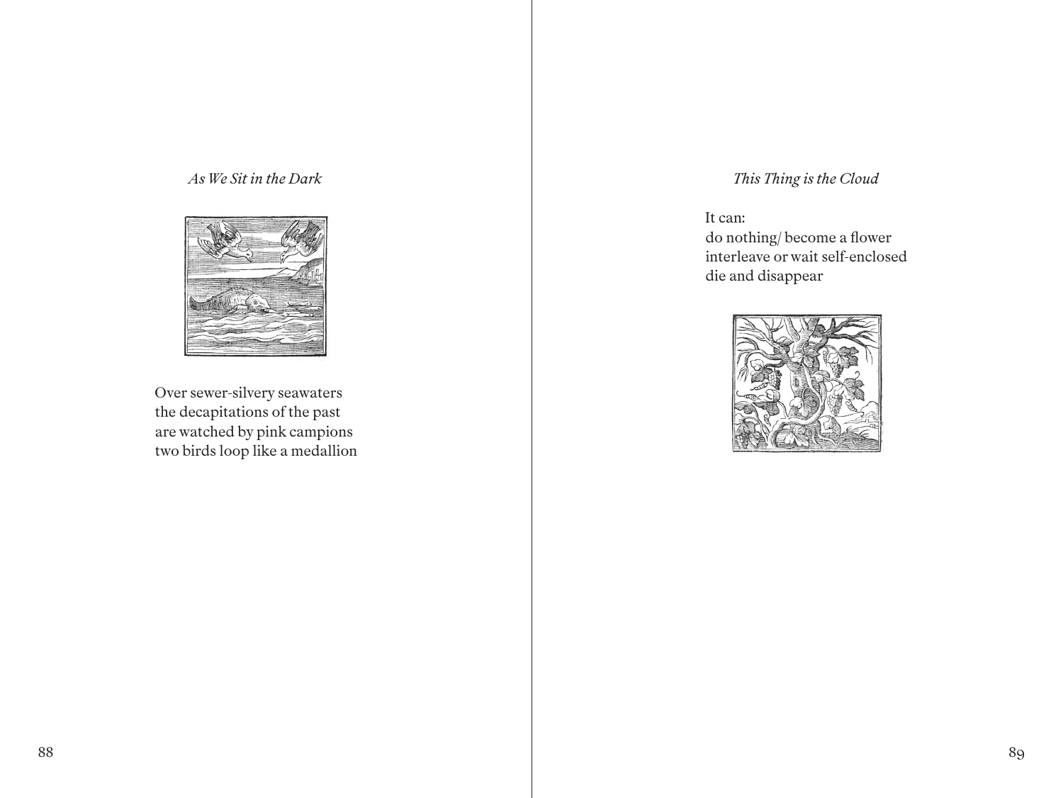*As We Sit in the Dark*

Over sewer-silvery seawaters
the decapitations of the past
are watched by pink campions
two birds loop like a medallion

*This Thing is the Cloud*

It can:
do nothing/ become a flower
interleave or wait self-enclosed
die and disappear